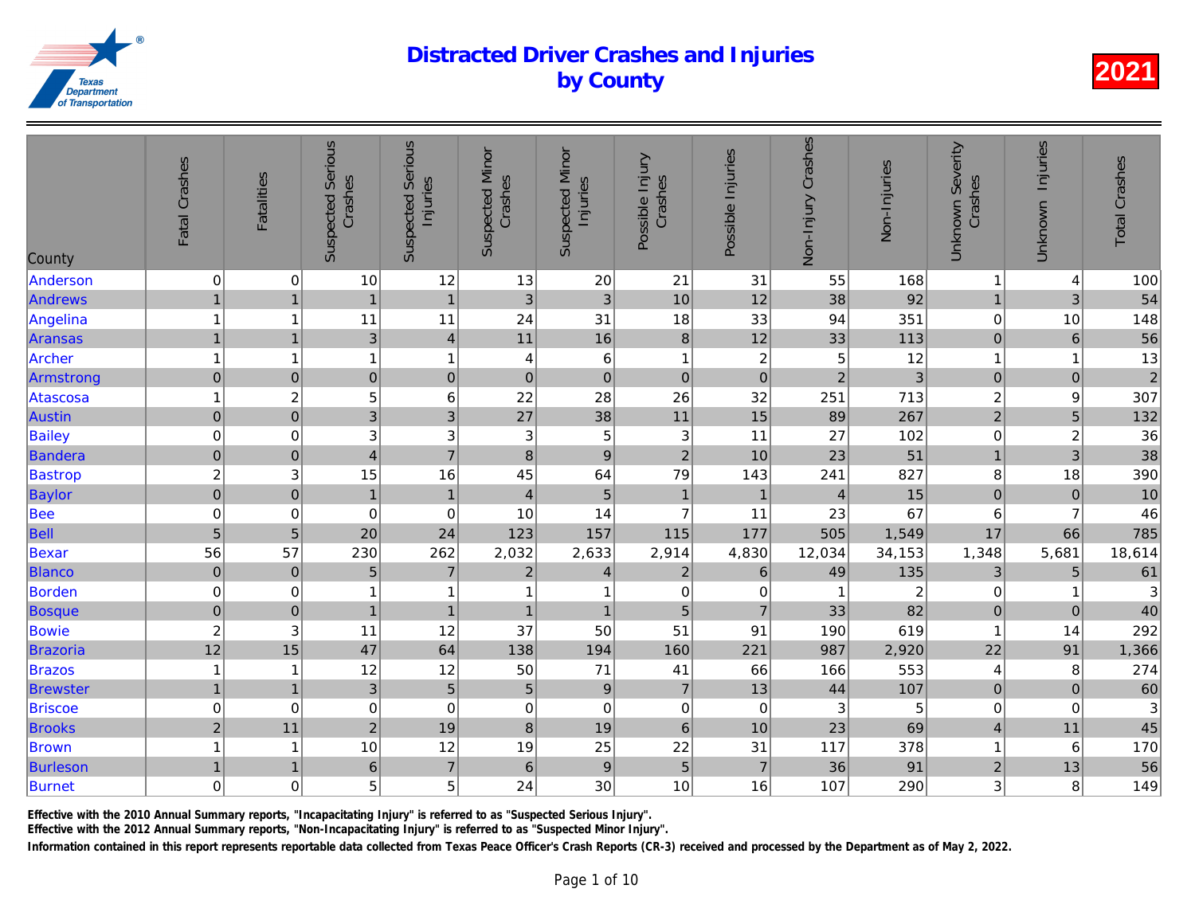# Distracted Driver Crashes and Injuries by County

2021

| County | Fatal Crashes | Fatalities | Suspected Serious Crashes | Suspected Serious Injuries | Suspected Minor Crashes | Suspected Minor Injuries | Possible Injury Crashes | Possible Injuries | Non-Injury Crashes | Non-Injuries | Unknown Severity Crashes | Unknown Injuries | Total Crashes |
|---|---|---|---|---|---|---|---|---|---|---|---|---|---|
| Anderson | 0 | 0 | 10 | 12 | 13 | 20 | 21 | 31 | 55 | 168 | 1 | 4 | 100 |
| Andrews | 1 | 1 | 1 | 1 | 3 | 3 | 10 | 12 | 38 | 92 | 1 | 3 | 54 |
| Angelina | 1 | 1 | 11 | 11 | 24 | 31 | 18 | 33 | 94 | 351 | 0 | 10 | 148 |
| Aransas | 1 | 1 | 3 | 4 | 11 | 16 | 8 | 12 | 33 | 113 | 0 | 6 | 56 |
| Archer | 1 | 1 | 1 | 1 | 4 | 6 | 1 | 2 | 5 | 12 | 1 | 1 | 13 |
| Armstrong | 0 | 0 | 0 | 0 | 0 | 0 | 0 | 0 | 2 | 3 | 0 | 0 | 2 |
| Atascosa | 1 | 2 | 5 | 6 | 22 | 28 | 26 | 32 | 251 | 713 | 2 | 9 | 307 |
| Austin | 0 | 0 | 3 | 3 | 27 | 38 | 11 | 15 | 89 | 267 | 2 | 5 | 132 |
| Bailey | 0 | 0 | 3 | 3 | 3 | 5 | 3 | 11 | 27 | 102 | 0 | 2 | 36 |
| Bandera | 0 | 0 | 4 | 7 | 8 | 9 | 2 | 10 | 23 | 51 | 1 | 3 | 38 |
| Bastrop | 2 | 3 | 15 | 16 | 45 | 64 | 79 | 143 | 241 | 827 | 8 | 18 | 390 |
| Baylor | 0 | 0 | 1 | 1 | 4 | 5 | 1 | 1 | 4 | 15 | 0 | 0 | 10 |
| Bee | 0 | 0 | 0 | 0 | 10 | 14 | 7 | 11 | 23 | 67 | 6 | 7 | 46 |
| Bell | 5 | 5 | 20 | 24 | 123 | 157 | 115 | 177 | 505 | 1,549 | 17 | 66 | 785 |
| Bexar | 56 | 57 | 230 | 262 | 2,032 | 2,633 | 2,914 | 4,830 | 12,034 | 34,153 | 1,348 | 5,681 | 18,614 |
| Blanco | 0 | 0 | 5 | 7 | 2 | 4 | 2 | 6 | 49 | 135 | 3 | 5 | 61 |
| Borden | 0 | 0 | 1 | 1 | 1 | 1 | 0 | 0 | 1 | 2 | 0 | 1 | 3 |
| Bosque | 0 | 0 | 1 | 1 | 1 | 1 | 5 | 7 | 33 | 82 | 0 | 0 | 40 |
| Bowie | 2 | 3 | 11 | 12 | 37 | 50 | 51 | 91 | 190 | 619 | 1 | 14 | 292 |
| Brazoria | 12 | 15 | 47 | 64 | 138 | 194 | 160 | 221 | 987 | 2,920 | 22 | 91 | 1,366 |
| Brazos | 1 | 1 | 12 | 12 | 50 | 71 | 41 | 66 | 166 | 553 | 4 | 8 | 274 |
| Brewster | 1 | 1 | 3 | 5 | 5 | 9 | 7 | 13 | 44 | 107 | 0 | 0 | 60 |
| Briscoe | 0 | 0 | 0 | 0 | 0 | 0 | 0 | 0 | 3 | 5 | 0 | 0 | 3 |
| Brooks | 2 | 11 | 2 | 19 | 8 | 19 | 6 | 10 | 23 | 69 | 4 | 11 | 45 |
| Brown | 1 | 1 | 10 | 12 | 19 | 25 | 22 | 31 | 117 | 378 | 1 | 6 | 170 |
| Burleson | 1 | 1 | 6 | 7 | 6 | 9 | 5 | 7 | 36 | 91 | 2 | 13 | 56 |
| Burnet | 0 | 0 | 5 | 5 | 24 | 30 | 10 | 16 | 107 | 290 | 3 | 8 | 149 |

Effective with the 2010 Annual Summary reports, "Incapacitating Injury" is referred to as "Suspected Serious Injury".

Effective with the 2012 Annual Summary reports, "Non-Incapacitating Injury" is referred to as "Suspected Minor Injury".

**Information contained in this report represents reportable data collected from Texas Peace Officer's Crash Reports (CR-3) received and processed by the Department as of May 2, 2022.**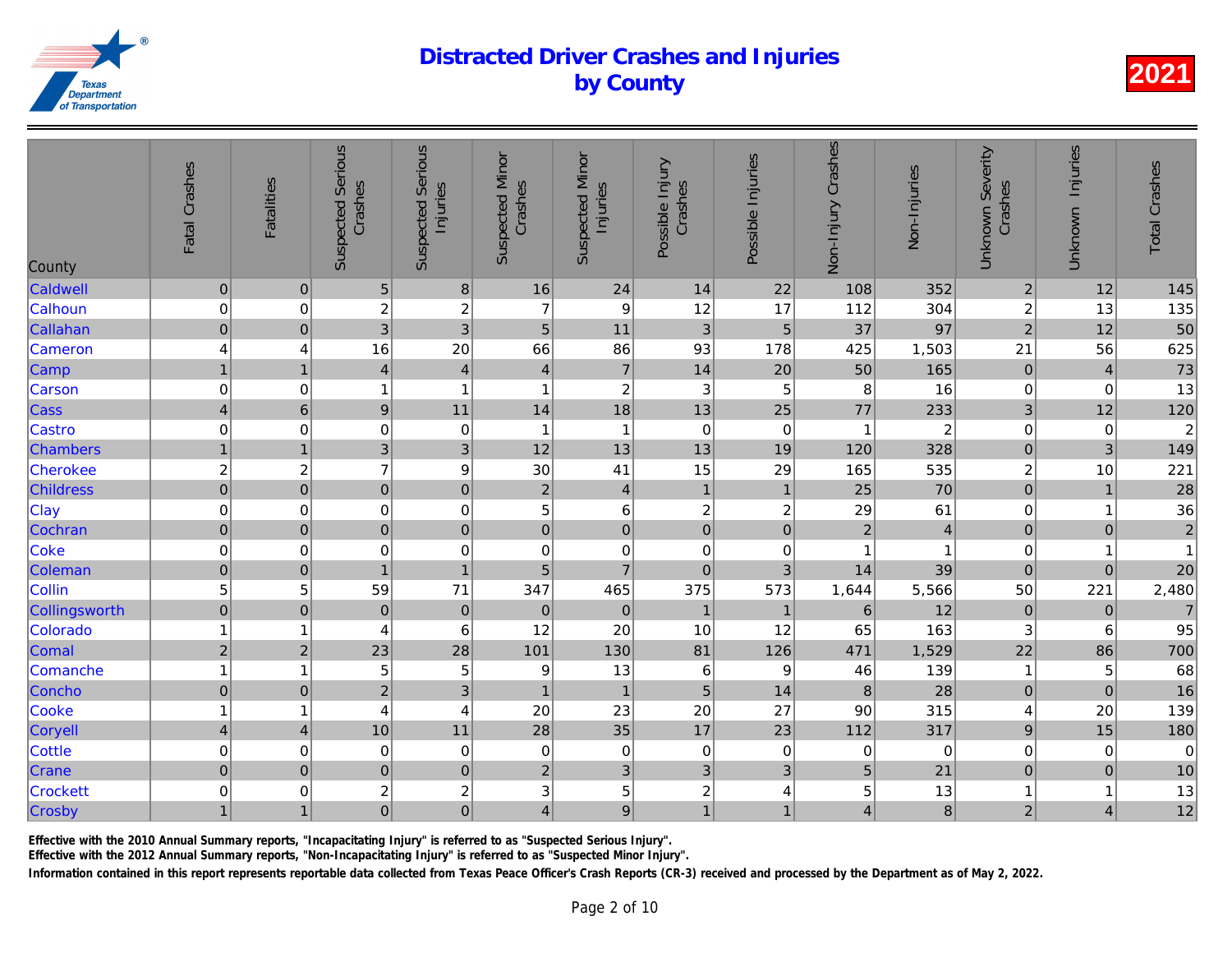# Distracted Driver Crashes and Injuries by County

## 2021

| County | Fatal Crashes | Fatalities | Suspected Serious Crashes | Suspected Serious Injuries | Suspected Minor Crashes | Suspected Minor Injuries | Possible Injury Crashes | Possible Injuries | Non-Injury Crashes | Non-Injuries | Unknown Severity Crashes | Unknown Injuries | Total Crashes |
|---|---|---|---|---|---|---|---|---|---|---|---|---|---|
| Caldwell | 0 | 0 | 5 | 8 | 16 | 24 | 14 | 22 | 108 | 352 | 2 | 12 | 145 |
| Calhoun | 0 | 0 | 2 | 2 | 7 | 9 | 12 | 17 | 112 | 304 | 2 | 13 | 135 |
| Callahan | 0 | 0 | 3 | 3 | 5 | 11 | 3 | 5 | 37 | 97 | 2 | 12 | 50 |
| Cameron | 4 | 4 | 16 | 20 | 66 | 86 | 93 | 178 | 425 | 1,503 | 21 | 56 | 625 |
| Camp | 1 | 1 | 4 | 4 | 4 | 7 | 14 | 20 | 50 | 165 | 0 | 4 | 73 |
| Carson | 0 | 0 | 1 | 1 | 1 | 2 | 3 | 5 | 8 | 16 | 0 | 0 | 13 |
| Cass | 4 | 6 | 9 | 11 | 14 | 18 | 13 | 25 | 77 | 233 | 3 | 12 | 120 |
| Castro | 0 | 0 | 0 | 0 | 1 | 1 | 0 | 0 | 1 | 2 | 0 | 0 | 2 |
| Chambers | 1 | 1 | 3 | 3 | 12 | 13 | 13 | 19 | 120 | 328 | 0 | 3 | 149 |
| Cherokee | 2 | 2 | 7 | 9 | 30 | 41 | 15 | 29 | 165 | 535 | 2 | 10 | 221 |
| Childress | 0 | 0 | 0 | 0 | 2 | 4 | 1 | 1 | 25 | 70 | 0 | 1 | 28 |
| Clay | 0 | 0 | 0 | 0 | 5 | 6 | 2 | 2 | 29 | 61 | 0 | 1 | 36 |
| Cochran | 0 | 0 | 0 | 0 | 0 | 0 | 0 | 0 | 2 | 4 | 0 | 0 | 2 |
| Coke | 0 | 0 | 0 | 0 | 0 | 0 | 0 | 0 | 1 | 1 | 0 | 1 | 1 |
| Coleman | 0 | 0 | 1 | 1 | 5 | 7 | 0 | 3 | 14 | 39 | 0 | 0 | 20 |
| Collin | 5 | 5 | 59 | 71 | 347 | 465 | 375 | 573 | 1,644 | 5,566 | 50 | 221 | 2,480 |
| Collingsworth | 0 | 0 | 0 | 0 | 0 | 0 | 1 | 1 | 6 | 12 | 0 | 0 | 7 |
| Colorado | 1 | 1 | 4 | 6 | 12 | 20 | 10 | 12 | 65 | 163 | 3 | 6 | 95 |
| Comal | 2 | 2 | 23 | 28 | 101 | 130 | 81 | 126 | 471 | 1,529 | 22 | 86 | 700 |
| Comanche | 1 | 1 | 5 | 5 | 9 | 13 | 6 | 9 | 46 | 139 | 1 | 5 | 68 |
| Concho | 0 | 0 | 2 | 3 | 1 | 1 | 5 | 14 | 8 | 28 | 0 | 0 | 16 |
| Cooke | 1 | 1 | 4 | 4 | 20 | 23 | 20 | 27 | 90 | 315 | 4 | 20 | 139 |
| Coryell | 4 | 4 | 10 | 11 | 28 | 35 | 17 | 23 | 112 | 317 | 9 | 15 | 180 |
| Cottle | 0 | 0 | 0 | 0 | 0 | 0 | 0 | 0 | 0 | 0 | 0 | 0 | 0 |
| Crane | 0 | 0 | 0 | 0 | 2 | 3 | 3 | 3 | 5 | 21 | 0 | 0 | 10 |
| Crockett | 0 | 0 | 2 | 2 | 3 | 5 | 2 | 4 | 5 | 13 | 1 | 1 | 13 |
| Crosby | 1 | 1 | 0 | 0 | 4 | 9 | 1 | 1 | 4 | 8 | 2 | 4 | 12 |

**Effective with the 2010 Annual Summary reports, "Incapacitating Injury" is referred to as "Suspected Serious Injury".**

**Effective with the 2012 Annual Summary reports, "Non-Incapacitating Injury" is referred to as "Suspected Minor Injury".**

**Information contained in this report represents reportable data collected from Texas Peace Officer's Crash Reports (CR-3) received and processed by the Department as of May 2, 2022.**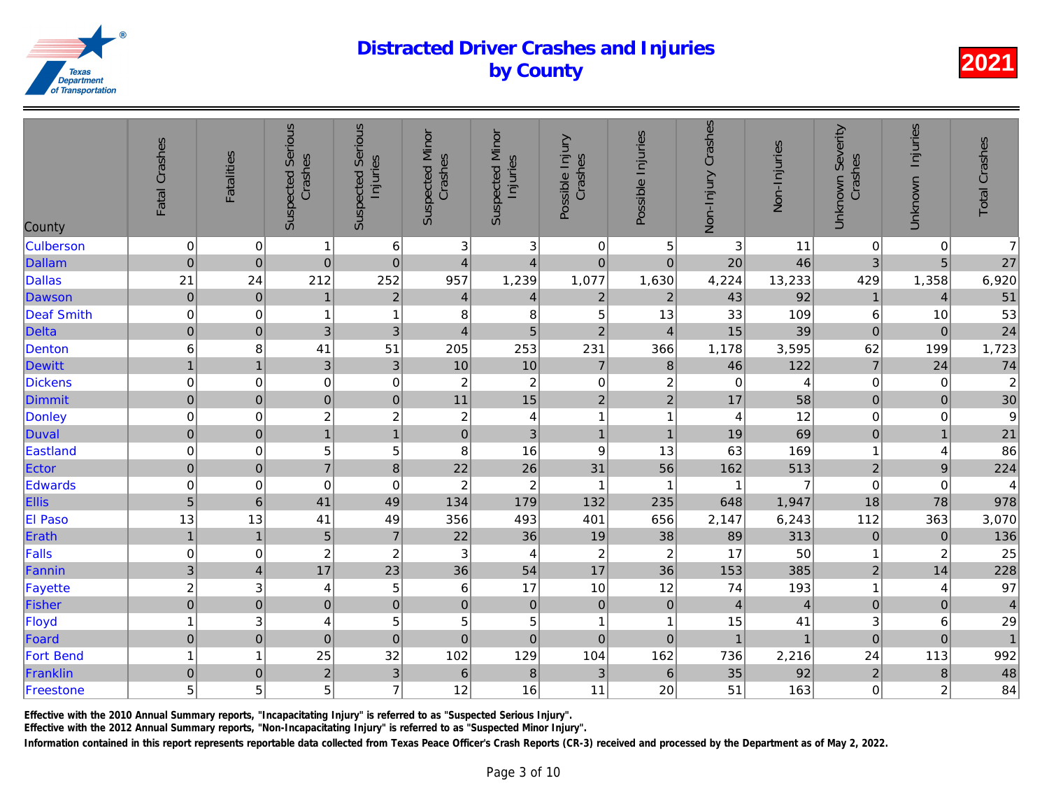# Distracted Driver Crashes and Injuries by County

**2021**

| County | Fatal Crashes | Fatalities | Suspected Serious Crashes | Suspected Serious Injuries | Suspected Minor Crashes | Suspected Minor Injuries | Possible Injury Crashes | Possible Injuries | Non-Injury Crashes | Non-Injuries | Unknown Severity Crashes | Unknown Injuries | Total Crashes |
|---|---|---|---|---|---|---|---|---|---|---|---|---|---|
| Culberson | 0 | 0 | 1 | 6 | 3 | 3 | 0 | 5 | 3 | 11 | 0 | 0 | 7 |
| Dallam | 0 | 0 | 0 | 0 | 4 | 4 | 0 | 0 | 20 | 46 | 3 | 5 | 27 |
| Dallas | 21 | 24 | 212 | 252 | 957 | 1,239 | 1,077 | 1,630 | 4,224 | 13,233 | 429 | 1,358 | 6,920 |
| Dawson | 0 | 0 | 1 | 2 | 4 | 4 | 2 | 2 | 43 | 92 | 1 | 4 | 51 |
| Deaf Smith | 0 | 0 | 1 | 1 | 8 | 8 | 5 | 13 | 33 | 109 | 6 | 10 | 53 |
| Delta | 0 | 0 | 3 | 3 | 4 | 5 | 2 | 4 | 15 | 39 | 0 | 0 | 24 |
| Denton | 6 | 8 | 41 | 51 | 205 | 253 | 231 | 366 | 1,178 | 3,595 | 62 | 199 | 1,723 |
| Dewitt | 1 | 1 | 3 | 3 | 10 | 10 | 7 | 8 | 46 | 122 | 7 | 24 | 74 |
| Dickens | 0 | 0 | 0 | 0 | 2 | 2 | 0 | 2 | 0 | 4 | 0 | 0 | 2 |
| Dimmit | 0 | 0 | 0 | 0 | 11 | 15 | 2 | 2 | 17 | 58 | 0 | 0 | 30 |
| Donley | 0 | 0 | 2 | 2 | 2 | 4 | 1 | 1 | 4 | 12 | 0 | 0 | 9 |
| Duval | 0 | 0 | 1 | 1 | 0 | 3 | 1 | 1 | 19 | 69 | 0 | 1 | 21 |
| Eastland | 0 | 0 | 5 | 5 | 8 | 16 | 9 | 13 | 63 | 169 | 1 | 4 | 86 |
| Ector | 0 | 0 | 7 | 8 | 22 | 26 | 31 | 56 | 162 | 513 | 2 | 9 | 224 |
| Edwards | 0 | 0 | 0 | 0 | 2 | 2 | 1 | 1 | 1 | 7 | 0 | 0 | 4 |
| Ellis | 5 | 6 | 41 | 49 | 134 | 179 | 132 | 235 | 648 | 1,947 | 18 | 78 | 978 |
| El Paso | 13 | 13 | 41 | 49 | 356 | 493 | 401 | 656 | 2,147 | 6,243 | 112 | 363 | 3,070 |
| Erath | 1 | 1 | 5 | 7 | 22 | 36 | 19 | 38 | 89 | 313 | 0 | 0 | 136 |
| Falls | 0 | 0 | 2 | 2 | 3 | 4 | 2 | 2 | 17 | 50 | 1 | 2 | 25 |
| Fannin | 3 | 4 | 17 | 23 | 36 | 54 | 17 | 36 | 153 | 385 | 2 | 14 | 228 |
| Fayette | 2 | 3 | 4 | 5 | 6 | 17 | 10 | 12 | 74 | 193 | 1 | 4 | 97 |
| Fisher | 0 | 0 | 0 | 0 | 0 | 0 | 0 | 0 | 4 | 4 | 0 | 0 | 4 |
| Floyd | 1 | 3 | 4 | 5 | 5 | 5 | 1 | 1 | 15 | 41 | 3 | 6 | 29 |
| Foard | 0 | 0 | 0 | 0 | 0 | 0 | 0 | 0 | 1 | 1 | 0 | 0 | 1 |
| Fort Bend | 1 | 1 | 25 | 32 | 102 | 129 | 104 | 162 | 736 | 2,216 | 24 | 113 | 992 |
| Franklin | 0 | 0 | 2 | 3 | 6 | 8 | 3 | 6 | 35 | 92 | 2 | 8 | 48 |
| Freestone | 5 | 5 | 5 | 7 | 12 | 16 | 11 | 20 | 51 | 163 | 0 | 2 | 84 |

Effective with the 2010 Annual Summary reports, "Incapacitating Injury" is referred to as "Suspected Serious Injury".

Effective with the 2012 Annual Summary reports, "Non-Incapacitating Injury" is referred to as "Suspected Minor Injury".

Information contained in this report represents reportable data collected from Texas Peace Officer's Crash Reports (CR-3) received and processed by the Department as of May 2, 2022.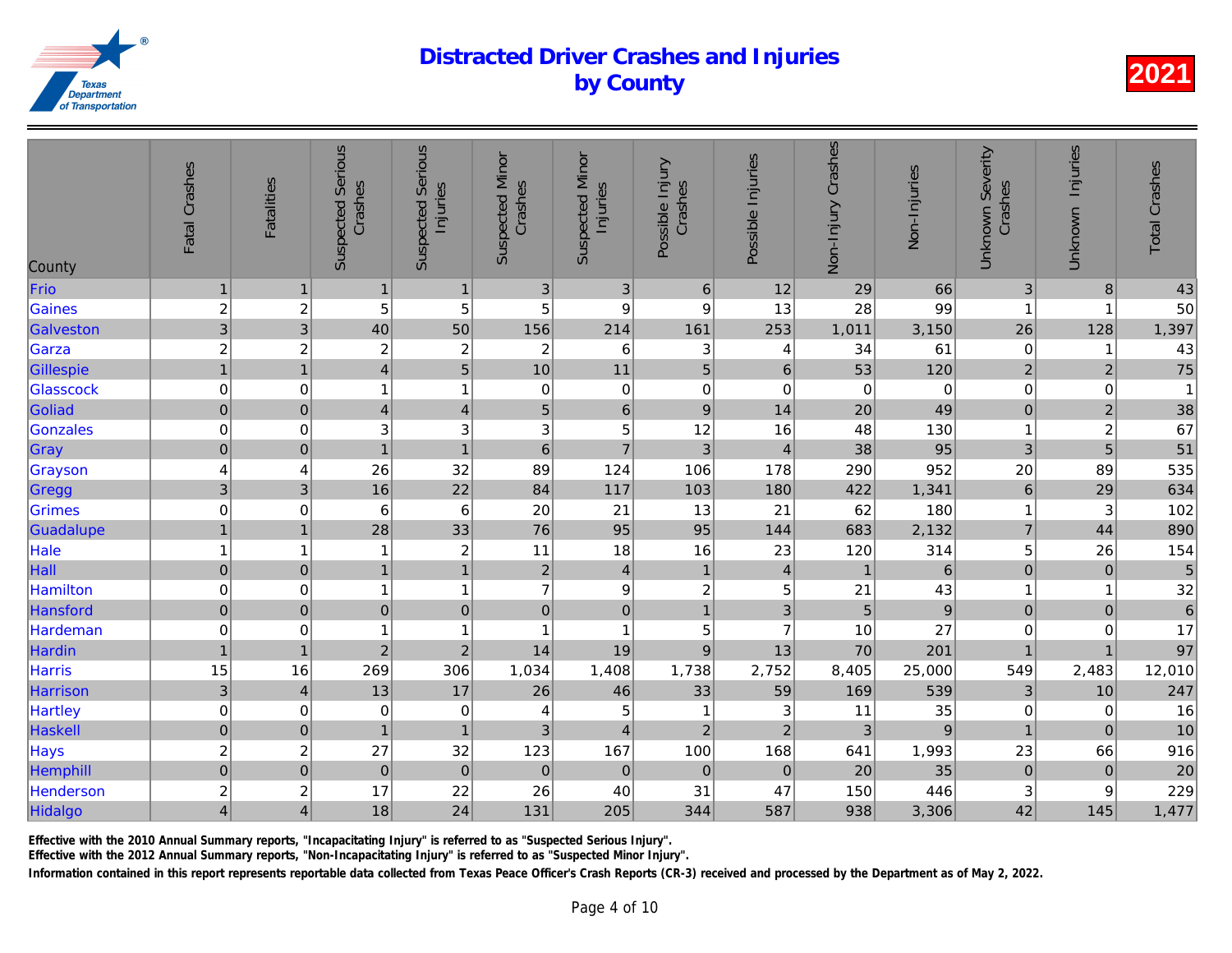# Distracted Driver Crashes and Injuries by County

**2021**

| County | Fatal Crashes | Fatalities | Suspected Serious Crashes | Suspected Serious Injuries | Suspected Minor Crashes | Suspected Minor Injuries | Possible Injury Crashes | Possible Injuries | Non-Injury Crashes | Non-Injuries | Unknown Severity Crashes | Unknown Injuries | Total Crashes |
|---|---|---|---|---|---|---|---|---|---|---|---|---|---|
| Frio | 1 | 1 | 1 | 1 | 3 | 3 | 6 | 12 | 29 | 66 | 3 | 8 | 43 |
| Gaines | 2 | 2 | 5 | 5 | 5 | 9 | 9 | 13 | 28 | 99 | 1 | 1 | 50 |
| Galveston | 3 | 3 | 40 | 50 | 156 | 214 | 161 | 253 | 1,011 | 3,150 | 26 | 128 | 1,397 |
| Garza | 2 | 2 | 2 | 2 | 2 | 6 | 3 | 4 | 34 | 61 | 0 | 1 | 43 |
| Gillespie | 1 | 1 | 4 | 5 | 10 | 11 | 5 | 6 | 53 | 120 | 2 | 2 | 75 |
| Glasscock | 0 | 0 | 1 | 1 | 0 | 0 | 0 | 0 | 0 | 0 | 0 | 0 | 1 |
| Goliad | 0 | 0 | 4 | 4 | 5 | 6 | 9 | 14 | 20 | 49 | 0 | 2 | 38 |
| Gonzales | 0 | 0 | 3 | 3 | 3 | 5 | 12 | 16 | 48 | 130 | 1 | 2 | 67 |
| Gray | 0 | 0 | 1 | 1 | 6 | 7 | 3 | 4 | 38 | 95 | 3 | 5 | 51 |
| Grayson | 4 | 4 | 26 | 32 | 89 | 124 | 106 | 178 | 290 | 952 | 20 | 89 | 535 |
| Gregg | 3 | 3 | 16 | 22 | 84 | 117 | 103 | 180 | 422 | 1,341 | 6 | 29 | 634 |
| Grimes | 0 | 0 | 6 | 6 | 20 | 21 | 13 | 21 | 62 | 180 | 1 | 3 | 102 |
| Guadalupe | 1 | 1 | 28 | 33 | 76 | 95 | 95 | 144 | 683 | 2,132 | 7 | 44 | 890 |
| Hale | 1 | 1 | 1 | 2 | 11 | 18 | 16 | 23 | 120 | 314 | 5 | 26 | 154 |
| Hall | 0 | 0 | 1 | 1 | 2 | 4 | 1 | 4 | 1 | 6 | 0 | 0 | 5 |
| Hamilton | 0 | 0 | 1 | 1 | 7 | 9 | 2 | 5 | 21 | 43 | 1 | 1 | 32 |
| Hansford | 0 | 0 | 0 | 0 | 0 | 0 | 1 | 3 | 5 | 9 | 0 | 0 | 6 |
| Hardeman | 0 | 0 | 1 | 1 | 1 | 1 | 5 | 7 | 10 | 27 | 0 | 0 | 17 |
| Hardin | 1 | 1 | 2 | 2 | 14 | 19 | 9 | 13 | 70 | 201 | 1 | 1 | 97 |
| Harris | 15 | 16 | 269 | 306 | 1,034 | 1,408 | 1,738 | 2,752 | 8,405 | 25,000 | 549 | 2,483 | 12,010 |
| Harrison | 3 | 4 | 13 | 17 | 26 | 46 | 33 | 59 | 169 | 539 | 3 | 10 | 247 |
| Hartley | 0 | 0 | 0 | 0 | 4 | 5 | 1 | 3 | 11 | 35 | 0 | 0 | 16 |
| Haskell | 0 | 0 | 1 | 1 | 3 | 4 | 2 | 2 | 3 | 9 | 1 | 0 | 10 |
| Hays | 2 | 2 | 27 | 32 | 123 | 167 | 100 | 168 | 641 | 1,993 | 23 | 66 | 916 |
| Hemphill | 0 | 0 | 0 | 0 | 0 | 0 | 0 | 0 | 20 | 35 | 0 | 0 | 20 |
| Henderson | 2 | 2 | 17 | 22 | 26 | 40 | 31 | 47 | 150 | 446 | 3 | 9 | 229 |
| Hidalgo | 4 | 4 | 18 | 24 | 131 | 205 | 344 | 587 | 938 | 3,306 | 42 | 145 | 1,477 |

**Effective with the 2010 Annual Summary reports, "Incapacitating Injury" is referred to as "Suspected Serious Injury".**
**Effective with the 2012 Annual Summary reports, "Non-Incapacitating Injury" is referred to as "Suspected Minor Injury".**
**Information contained in this report represents reportable data collected from Texas Peace Officer's Crash Reports (CR-3) received and processed by the Department as of May 2, 2022.**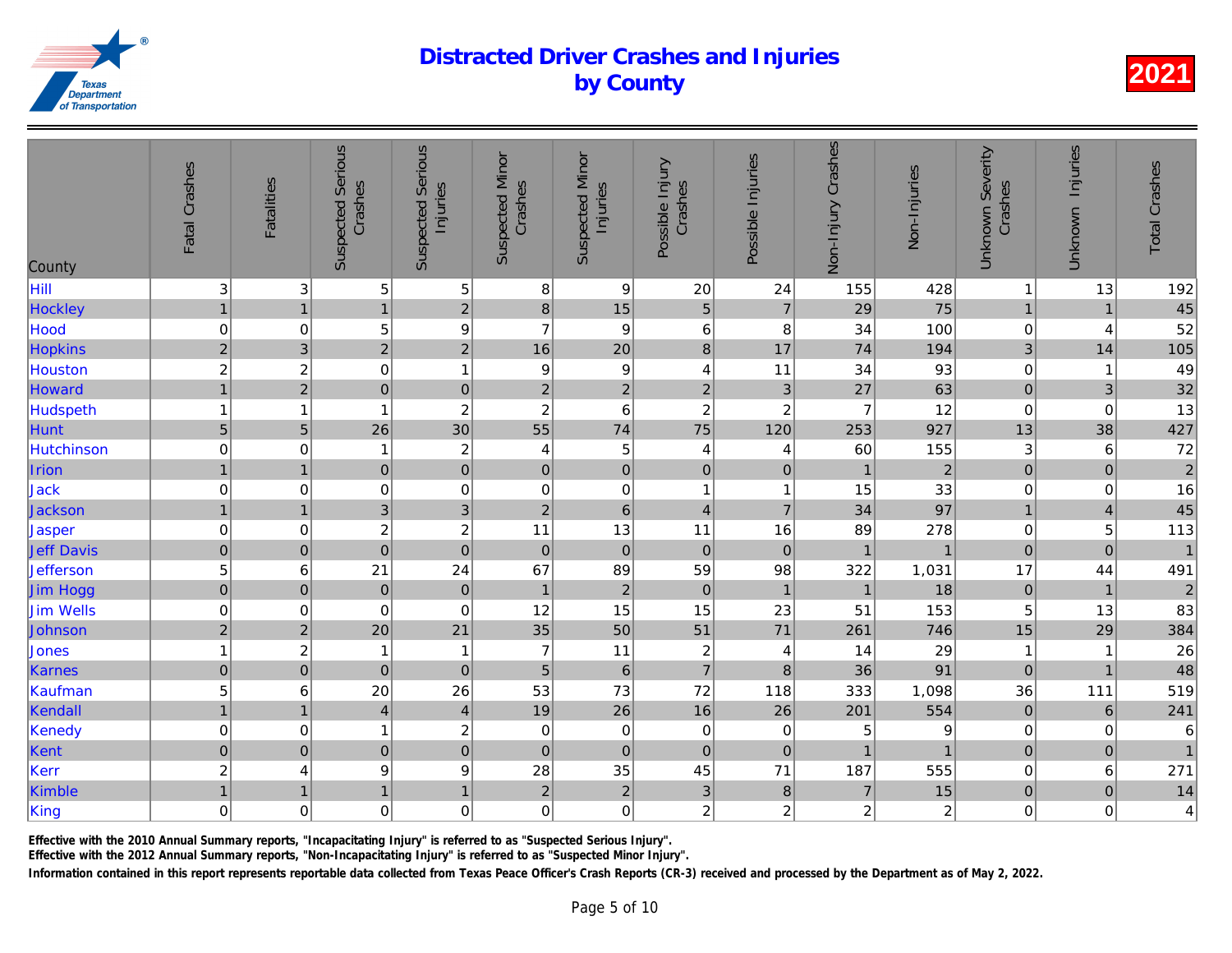# Distracted Driver Crashes and Injuries by County

**2021**

| County | Fatal Crashes | Fatalities | Suspected Serious Crashes | Suspected Serious Injuries | Suspected Minor Crashes | Suspected Minor Injuries | Possible Injury Crashes | Possible Injuries | Non-Injury Crashes | Non-Injuries | Unknown Severity Crashes | Unknown Injuries | Total Crashes |
|---|---|---|---|---|---|---|---|---|---|---|---|---|---|
| Hill | 3 | 3 | 5 | 5 | 8 | 9 | 20 | 24 | 155 | 428 | 1 | 13 | 192 |
| Hockley | 1 | 1 | 1 | 2 | 8 | 15 | 5 | 7 | 29 | 75 | 1 | 1 | 45 |
| Hood | 0 | 0 | 5 | 9 | 7 | 9 | 6 | 8 | 34 | 100 | 0 | 4 | 52 |
| Hopkins | 2 | 3 | 2 | 2 | 16 | 20 | 8 | 17 | 74 | 194 | 3 | 14 | 105 |
| Houston | 2 | 2 | 0 | 1 | 9 | 9 | 4 | 11 | 34 | 93 | 0 | 1 | 49 |
| Howard | 1 | 2 | 0 | 0 | 2 | 2 | 2 | 3 | 27 | 63 | 0 | 3 | 32 |
| Hudspeth | 1 | 1 | 1 | 2 | 2 | 6 | 2 | 2 | 7 | 12 | 0 | 0 | 13 |
| Hunt | 5 | 5 | 26 | 30 | 55 | 74 | 75 | 120 | 253 | 927 | 13 | 38 | 427 |
| Hutchinson | 0 | 0 | 1 | 2 | 4 | 5 | 4 | 4 | 60 | 155 | 3 | 6 | 72 |
| Irion | 1 | 1 | 0 | 0 | 0 | 0 | 0 | 0 | 1 | 2 | 0 | 0 | 2 |
| Jack | 0 | 0 | 0 | 0 | 0 | 0 | 1 | 1 | 15 | 33 | 0 | 0 | 16 |
| Jackson | 1 | 1 | 3 | 3 | 2 | 6 | 4 | 7 | 34 | 97 | 1 | 4 | 45 |
| Jasper | 0 | 0 | 2 | 2 | 11 | 13 | 11 | 16 | 89 | 278 | 0 | 5 | 113 |
| Jeff Davis | 0 | 0 | 0 | 0 | 0 | 0 | 0 | 0 | 1 | 1 | 0 | 0 | 1 |
| Jefferson | 5 | 6 | 21 | 24 | 67 | 89 | 59 | 98 | 322 | 1,031 | 17 | 44 | 491 |
| Jim Hogg | 0 | 0 | 0 | 0 | 1 | 2 | 0 | 1 | 1 | 18 | 0 | 1 | 2 |
| Jim Wells | 0 | 0 | 0 | 0 | 12 | 15 | 15 | 23 | 51 | 153 | 5 | 13 | 83 |
| Johnson | 2 | 2 | 20 | 21 | 35 | 50 | 51 | 71 | 261 | 746 | 15 | 29 | 384 |
| Jones | 1 | 2 | 1 | 1 | 7 | 11 | 2 | 4 | 14 | 29 | 1 | 1 | 26 |
| Karnes | 0 | 0 | 0 | 0 | 5 | 6 | 7 | 8 | 36 | 91 | 0 | 1 | 48 |
| Kaufman | 5 | 6 | 20 | 26 | 53 | 73 | 72 | 118 | 333 | 1,098 | 36 | 111 | 519 |
| Kendall | 1 | 1 | 4 | 4 | 19 | 26 | 16 | 26 | 201 | 554 | 0 | 6 | 241 |
| Kenedy | 0 | 0 | 1 | 2 | 0 | 0 | 0 | 0 | 5 | 9 | 0 | 0 | 6 |
| Kent | 0 | 0 | 0 | 0 | 0 | 0 | 0 | 0 | 1 | 1 | 0 | 0 | 1 |
| Kerr | 2 | 4 | 9 | 9 | 28 | 35 | 45 | 71 | 187 | 555 | 0 | 6 | 271 |
| Kimble | 1 | 1 | 1 | 1 | 2 | 2 | 3 | 8 | 7 | 15 | 0 | 0 | 14 |
| King | 0 | 0 | 0 | 0 | 0 | 0 | 2 | 2 | 2 | 2 | 0 | 0 | 4 |

**Effective with the 2010 Annual Summary reports, "Incapacitating Injury" is referred to as "Suspected Serious Injury".**

**Effective with the 2012 Annual Summary reports, "Non-Incapacitating Injury" is referred to as "Suspected Minor Injury".**

**Information contained in this report represents reportable data collected from Texas Peace Officer's Crash Reports (CR-3) received and processed by the Department as of May 2, 2022.**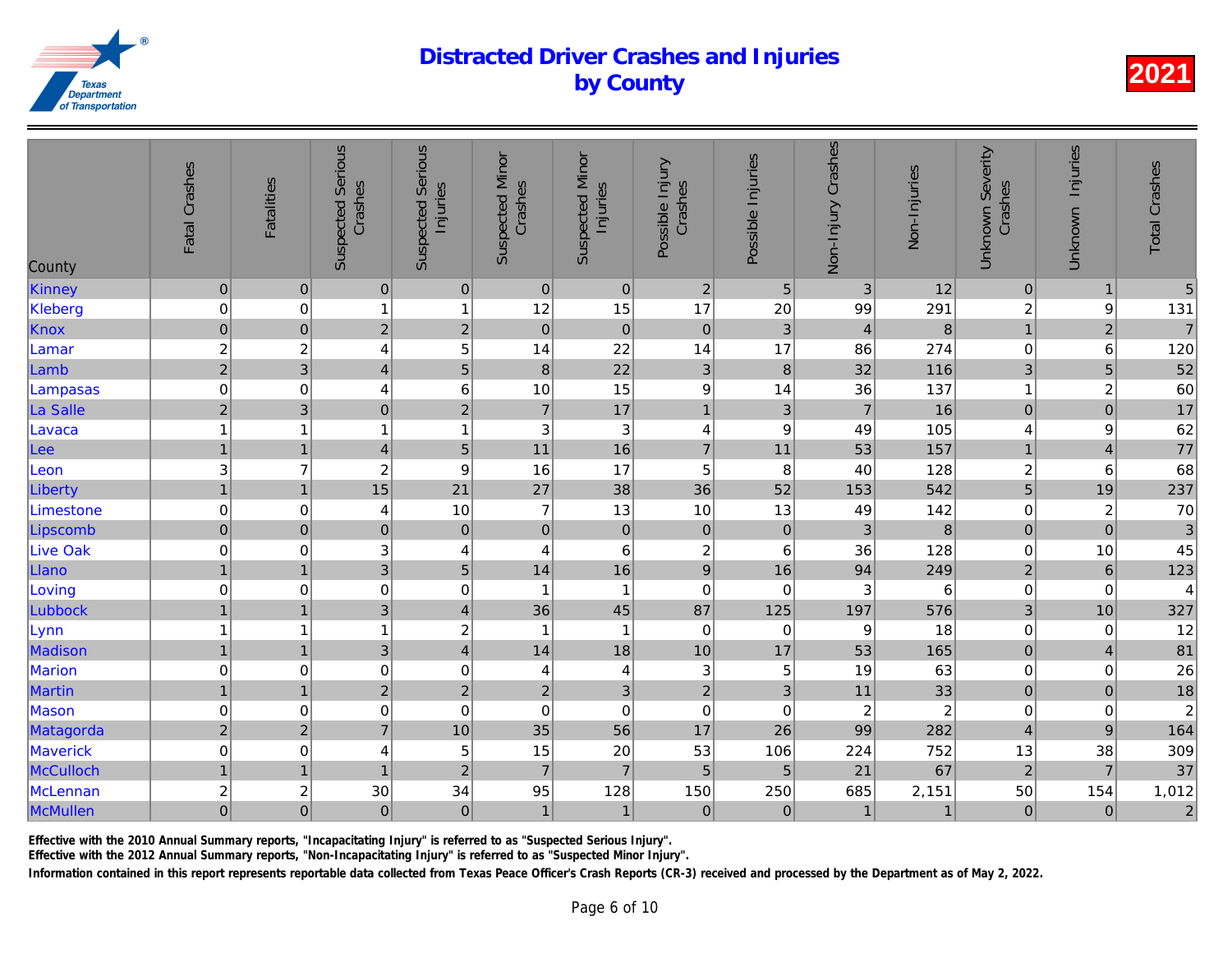# Distracted Driver Crashes and Injuries by County

2021

| County | Fatal Crashes | Fatalities | Suspected Serious Crashes | Suspected Serious Injuries | Suspected Minor Crashes | Suspected Minor Injuries | Possible Injury Crashes | Possible Injuries | Non-Injury Crashes | Non-Injuries | Unknown Severity Crashes | Unknown Injuries | Total Crashes |
|---|---|---|---|---|---|---|---|---|---|---|---|---|---|
| Kinney | 0 | 0 | 0 | 0 | 0 | 0 | 2 | 5 | 3 | 12 | 0 | 1 | 5 |
| Kleberg | 0 | 0 | 1 | 1 | 12 | 15 | 17 | 20 | 99 | 291 | 2 | 9 | 131 |
| Knox | 0 | 0 | 2 | 2 | 0 | 0 | 0 | 3 | 4 | 8 | 1 | 2 | 7 |
| Lamar | 2 | 2 | 4 | 5 | 14 | 22 | 14 | 17 | 86 | 274 | 0 | 6 | 120 |
| Lamb | 2 | 3 | 4 | 5 | 8 | 22 | 3 | 8 | 32 | 116 | 3 | 5 | 52 |
| Lampasas | 0 | 0 | 4 | 6 | 10 | 15 | 9 | 14 | 36 | 137 | 1 | 2 | 60 |
| La Salle | 2 | 3 | 0 | 2 | 7 | 17 | 1 | 3 | 7 | 16 | 0 | 0 | 17 |
| Lavaca | 1 | 1 | 1 | 1 | 3 | 3 | 4 | 9 | 49 | 105 | 4 | 9 | 62 |
| Lee | 1 | 1 | 4 | 5 | 11 | 16 | 7 | 11 | 53 | 157 | 1 | 4 | 77 |
| Leon | 3 | 7 | 2 | 9 | 16 | 17 | 5 | 8 | 40 | 128 | 2 | 6 | 68 |
| Liberty | 1 | 1 | 15 | 21 | 27 | 38 | 36 | 52 | 153 | 542 | 5 | 19 | 237 |
| Limestone | 0 | 0 | 4 | 10 | 7 | 13 | 10 | 13 | 49 | 142 | 0 | 2 | 70 |
| Lipscomb | 0 | 0 | 0 | 0 | 0 | 0 | 0 | 0 | 3 | 8 | 0 | 0 | 3 |
| Live Oak | 0 | 0 | 3 | 4 | 4 | 6 | 2 | 6 | 36 | 128 | 0 | 10 | 45 |
| Llano | 1 | 1 | 3 | 5 | 14 | 16 | 9 | 16 | 94 | 249 | 2 | 6 | 123 |
| Loving | 0 | 0 | 0 | 0 | 1 | 1 | 0 | 0 | 3 | 6 | 0 | 0 | 4 |
| Lubbock | 1 | 1 | 3 | 4 | 36 | 45 | 87 | 125 | 197 | 576 | 3 | 10 | 327 |
| Lynn | 1 | 1 | 1 | 2 | 1 | 1 | 0 | 0 | 9 | 18 | 0 | 0 | 12 |
| Madison | 1 | 1 | 3 | 4 | 14 | 18 | 10 | 17 | 53 | 165 | 0 | 4 | 81 |
| Marion | 0 | 0 | 0 | 0 | 4 | 4 | 3 | 5 | 19 | 63 | 0 | 0 | 26 |
| Martin | 1 | 1 | 2 | 2 | 2 | 3 | 2 | 3 | 11 | 33 | 0 | 0 | 18 |
| Mason | 0 | 0 | 0 | 0 | 0 | 0 | 0 | 0 | 2 | 2 | 0 | 0 | 2 |
| Matagorda | 2 | 2 | 7 | 10 | 35 | 56 | 17 | 26 | 99 | 282 | 4 | 9 | 164 |
| Maverick | 0 | 0 | 4 | 5 | 15 | 20 | 53 | 106 | 224 | 752 | 13 | 38 | 309 |
| McCulloch | 1 | 1 | 1 | 2 | 7 | 7 | 5 | 5 | 21 | 67 | 2 | 7 | 37 |
| McLennan | 2 | 2 | 30 | 34 | 95 | 128 | 150 | 250 | 685 | 2,151 | 50 | 154 | 1,012 |
| McMullen | 0 | 0 | 0 | 0 | 1 | 1 | 0 | 0 | 1 | 1 | 0 | 0 | 2 |

Effective with the 2010 Annual Summary reports, "Incapacitating Injury" is referred to as "Suspected Serious Injury".

Effective with the 2012 Annual Summary reports, "Non-Incapacitating Injury" is referred to as "Suspected Minor Injury".

Information contained in this report represents reportable data collected from Texas Peace Officer's Crash Reports (CR-3) received and processed by the Department as of May 2, 2022.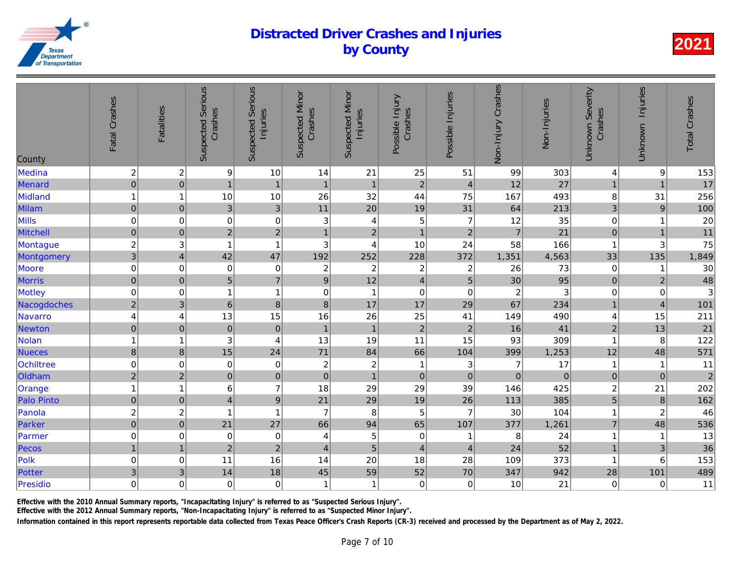# Distracted Driver Crashes and Injuries by County

2021

| County | Fatal Crashes | Fatalities | Suspected Serious Crashes | Suspected Serious Injuries | Suspected Minor Crashes | Suspected Minor Injuries | Possible Injury Crashes | Possible Injuries | Non-Injury Crashes | Non-Injuries | Unknown Severity Crashes | Unknown Injuries | Total Crashes |
|---|---|---|---|---|---|---|---|---|---|---|---|---|---|
| Medina | 2 | 2 | 9 | 10 | 14 | 21 | 25 | 51 | 99 | 303 | 4 | 9 | 153 |
| Menard | 0 | 0 | 1 | 1 | 1 | 1 | 2 | 4 | 12 | 27 | 1 | 1 | 17 |
| Midland | 1 | 1 | 10 | 10 | 26 | 32 | 44 | 75 | 167 | 493 | 8 | 31 | 256 |
| Milam | 0 | 0 | 3 | 3 | 11 | 20 | 19 | 31 | 64 | 213 | 3 | 9 | 100 |
| Mills | 0 | 0 | 0 | 0 | 3 | 4 | 5 | 7 | 12 | 35 | 0 | 1 | 20 |
| Mitchell | 0 | 0 | 2 | 2 | 1 | 2 | 1 | 2 | 7 | 21 | 0 | 1 | 11 |
| Montague | 2 | 3 | 1 | 1 | 3 | 4 | 10 | 24 | 58 | 166 | 1 | 3 | 75 |
| Montgomery | 3 | 4 | 42 | 47 | 192 | 252 | 228 | 372 | 1,351 | 4,563 | 33 | 135 | 1,849 |
| Moore | 0 | 0 | 0 | 0 | 2 | 2 | 2 | 2 | 26 | 73 | 0 | 1 | 30 |
| Morris | 0 | 0 | 5 | 7 | 9 | 12 | 4 | 5 | 30 | 95 | 0 | 2 | 48 |
| Motley | 0 | 0 | 1 | 1 | 0 | 1 | 0 | 0 | 2 | 3 | 0 | 0 | 3 |
| Nacogdoches | 2 | 3 | 6 | 8 | 8 | 17 | 17 | 29 | 67 | 234 | 1 | 4 | 101 |
| Navarro | 4 | 4 | 13 | 15 | 16 | 26 | 25 | 41 | 149 | 490 | 4 | 15 | 211 |
| Newton | 0 | 0 | 0 | 0 | 1 | 1 | 2 | 2 | 16 | 41 | 2 | 13 | 21 |
| Nolan | 1 | 1 | 3 | 4 | 13 | 19 | 11 | 15 | 93 | 309 | 1 | 8 | 122 |
| Nueces | 8 | 8 | 15 | 24 | 71 | 84 | 66 | 104 | 399 | 1,253 | 12 | 48 | 571 |
| Ochiltree | 0 | 0 | 0 | 0 | 2 | 2 | 1 | 3 | 7 | 17 | 1 | 1 | 11 |
| Oldham | 2 | 2 | 0 | 0 | 0 | 1 | 0 | 0 | 0 | 0 | 0 | 0 | 2 |
| Orange | 1 | 1 | 6 | 7 | 18 | 29 | 29 | 39 | 146 | 425 | 2 | 21 | 202 |
| Palo Pinto | 0 | 0 | 4 | 9 | 21 | 29 | 19 | 26 | 113 | 385 | 5 | 8 | 162 |
| Panola | 2 | 2 | 1 | 1 | 7 | 8 | 5 | 7 | 30 | 104 | 1 | 2 | 46 |
| Parker | 0 | 0 | 21 | 27 | 66 | 94 | 65 | 107 | 377 | 1,261 | 7 | 48 | 536 |
| Parmer | 0 | 0 | 0 | 0 | 4 | 5 | 0 | 1 | 8 | 24 | 1 | 1 | 13 |
| Pecos | 1 | 1 | 2 | 2 | 4 | 5 | 4 | 4 | 24 | 52 | 1 | 3 | 36 |
| Polk | 0 | 0 | 11 | 16 | 14 | 20 | 18 | 28 | 109 | 373 | 1 | 6 | 153 |
| Potter | 3 | 3 | 14 | 18 | 45 | 59 | 52 | 70 | 347 | 942 | 28 | 101 | 489 |
| Presidio | 0 | 0 | 0 | 0 | 1 | 1 | 0 | 0 | 10 | 21 | 0 | 0 | 11 |

Effective with the 2010 Annual Summary reports, "Incapacitating Injury" is referred to as "Suspected Serious Injury".

Effective with the 2012 Annual Summary reports, "Non-Incapacitating Injury" is referred to as "Suspected Minor Injury".

Information contained in this report represents reportable data collected from Texas Peace Officer's Crash Reports (CR-3) received and processed by the Department as of May 2, 2022.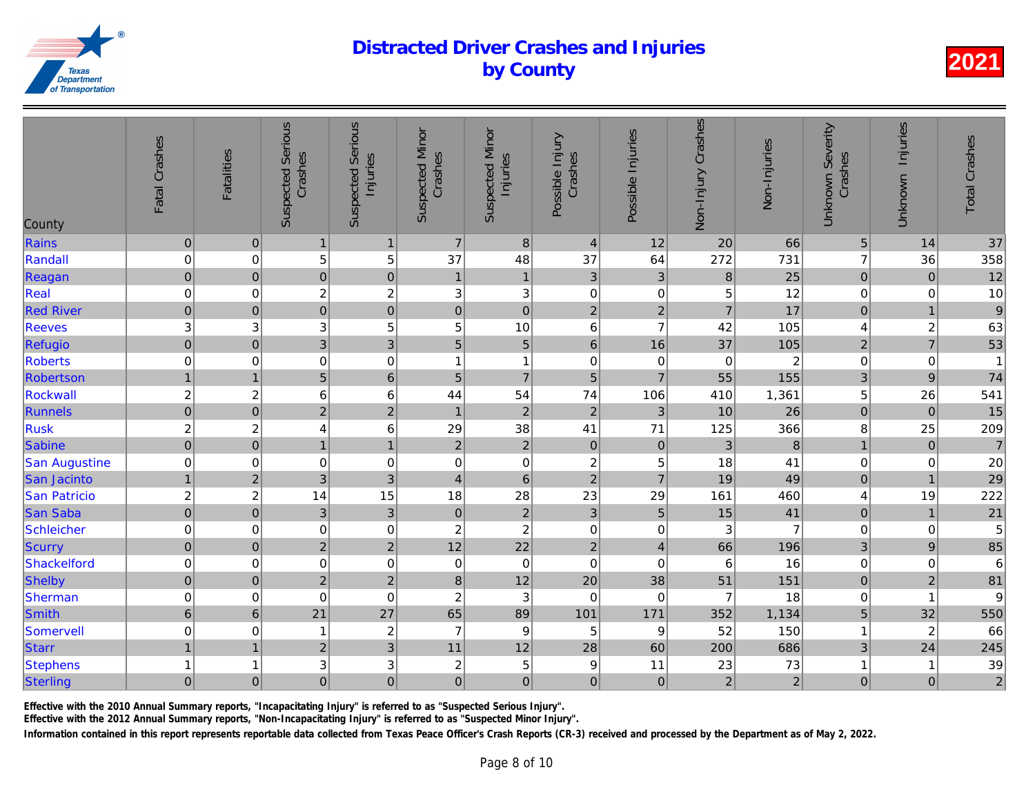# Distracted Driver Crashes and Injuries by County

**2021**

| County | Fatal Crashes | Fatalities | Suspected Serious Crashes | Suspected Serious Injuries | Suspected Minor Crashes | Suspected Minor Injuries | Possible Injury Crashes | Possible Injuries | Non-Injury Crashes | Non-Injuries | Unknown Severity Crashes | Unknown Injuries | Total Crashes |
|---|---|---|---|---|---|---|---|---|---|---|---|---|---|
| Rains | 0 | 0 | 1 | 1 | 7 | 8 | 4 | 12 | 20 | 66 | 5 | 14 | 37 |
| Randall | 0 | 0 | 5 | 5 | 37 | 48 | 37 | 64 | 272 | 731 | 7 | 36 | 358 |
| Reagan | 0 | 0 | 0 | 0 | 1 | 1 | 3 | 3 | 8 | 25 | 0 | 0 | 12 |
| Real | 0 | 0 | 2 | 2 | 3 | 3 | 0 | 0 | 5 | 12 | 0 | 0 | 10 |
| Red River | 0 | 0 | 0 | 0 | 0 | 0 | 2 | 2 | 7 | 17 | 0 | 1 | 9 |
| Reeves | 3 | 3 | 3 | 5 | 5 | 10 | 6 | 7 | 42 | 105 | 4 | 2 | 63 |
| Refugio | 0 | 0 | 3 | 3 | 5 | 5 | 6 | 16 | 37 | 105 | 2 | 7 | 53 |
| Roberts | 0 | 0 | 0 | 0 | 1 | 1 | 0 | 0 | 0 | 2 | 0 | 0 | 1 |
| Robertson | 1 | 1 | 5 | 6 | 5 | 7 | 5 | 7 | 55 | 155 | 3 | 9 | 74 |
| Rockwall | 2 | 2 | 6 | 6 | 44 | 54 | 74 | 106 | 410 | 1,361 | 5 | 26 | 541 |
| Runnels | 0 | 0 | 2 | 2 | 1 | 2 | 2 | 3 | 10 | 26 | 0 | 0 | 15 |
| Rusk | 2 | 2 | 4 | 6 | 29 | 38 | 41 | 71 | 125 | 366 | 8 | 25 | 209 |
| Sabine | 0 | 0 | 1 | 1 | 2 | 2 | 0 | 0 | 3 | 8 | 1 | 0 | 7 |
| San Augustine | 0 | 0 | 0 | 0 | 0 | 0 | 2 | 5 | 18 | 41 | 0 | 0 | 20 |
| San Jacinto | 1 | 2 | 3 | 3 | 4 | 6 | 2 | 7 | 19 | 49 | 0 | 1 | 29 |
| San Patricio | 2 | 2 | 14 | 15 | 18 | 28 | 23 | 29 | 161 | 460 | 4 | 19 | 222 |
| San Saba | 0 | 0 | 3 | 3 | 0 | 2 | 3 | 5 | 15 | 41 | 0 | 1 | 21 |
| Schleicher | 0 | 0 | 0 | 0 | 2 | 2 | 0 | 0 | 3 | 7 | 0 | 0 | 5 |
| Scurry | 0 | 0 | 2 | 2 | 12 | 22 | 2 | 4 | 66 | 196 | 3 | 9 | 85 |
| Shackelford | 0 | 0 | 0 | 0 | 0 | 0 | 0 | 0 | 6 | 16 | 0 | 0 | 6 |
| Shelby | 0 | 0 | 2 | 2 | 8 | 12 | 20 | 38 | 51 | 151 | 0 | 2 | 81 |
| Sherman | 0 | 0 | 0 | 0 | 2 | 3 | 0 | 0 | 7 | 18 | 0 | 1 | 9 |
| Smith | 6 | 6 | 21 | 27 | 65 | 89 | 101 | 171 | 352 | 1,134 | 5 | 32 | 550 |
| Somervell | 0 | 0 | 1 | 2 | 7 | 9 | 5 | 9 | 52 | 150 | 1 | 2 | 66 |
| Starr | 1 | 1 | 2 | 3 | 11 | 12 | 28 | 60 | 200 | 686 | 3 | 24 | 245 |
| Stephens | 1 | 1 | 3 | 3 | 2 | 5 | 9 | 11 | 23 | 73 | 1 | 1 | 39 |
| Sterling | 0 | 0 | 0 | 0 | 0 | 0 | 0 | 0 | 2 | 2 | 0 | 0 | 2 |

Effective with the 2010 Annual Summary reports, "Incapacitating Injury" is referred to as "Suspected Serious Injury".
Effective with the 2012 Annual Summary reports, "Non-Incapacitating Injury" is referred to as "Suspected Minor Injury".
Information contained in this report represents reportable data collected from Texas Peace Officer's Crash Reports (CR-3) received and processed by the Department as of May 2, 2022.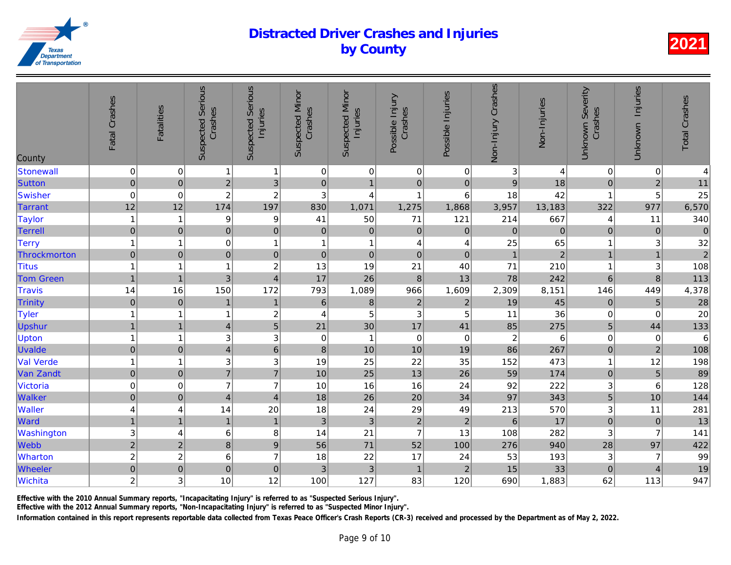# Distracted Driver Crashes and Injuries by County

**2021**

| County | Fatal Crashes | Fatalities | Suspected Serious Crashes | Suspected Serious Injuries | Suspected Minor Crashes | Suspected Minor Injuries | Possible Injury Crashes | Possible Injuries | Non-Injury Crashes | Non-Injuries | Unknown Severity Crashes | Unknown Injuries | Total Crashes |
|---|---|---|---|---|---|---|---|---|---|---|---|---|---|
| Stonewall | 0 | 0 | 1 | 1 | 0 | 0 | 0 | 0 | 3 | 4 | 0 | 0 | 4 |
| Sutton | 0 | 0 | 2 | 3 | 0 | 1 | 0 | 0 | 9 | 18 | 0 | 2 | 11 |
| Swisher | 0 | 0 | 2 | 2 | 3 | 4 | 1 | 6 | 18 | 42 | 1 | 5 | 25 |
| Tarrant | 12 | 12 | 174 | 197 | 830 | 1,071 | 1,275 | 1,868 | 3,957 | 13,183 | 322 | 977 | 6,570 |
| Taylor | 1 | 1 | 9 | 9 | 41 | 50 | 71 | 121 | 214 | 667 | 4 | 11 | 340 |
| Terrell | 0 | 0 | 0 | 0 | 0 | 0 | 0 | 0 | 0 | 0 | 0 | 0 | 0 |
| Terry | 1 | 1 | 0 | 1 | 1 | 1 | 4 | 4 | 25 | 65 | 1 | 3 | 32 |
| Throckmorton | 0 | 0 | 0 | 0 | 0 | 0 | 0 | 0 | 1 | 2 | 1 | 1 | 2 |
| Titus | 1 | 1 | 1 | 2 | 13 | 19 | 21 | 40 | 71 | 210 | 1 | 3 | 108 |
| Tom Green | 1 | 1 | 3 | 4 | 17 | 26 | 8 | 13 | 78 | 242 | 6 | 8 | 113 |
| Travis | 14 | 16 | 150 | 172 | 793 | 1,089 | 966 | 1,609 | 2,309 | 8,151 | 146 | 449 | 4,378 |
| Trinity | 0 | 0 | 1 | 1 | 6 | 8 | 2 | 2 | 19 | 45 | 0 | 5 | 28 |
| Tyler | 1 | 1 | 1 | 2 | 4 | 5 | 3 | 5 | 11 | 36 | 0 | 0 | 20 |
| Upshur | 1 | 1 | 4 | 5 | 21 | 30 | 17 | 41 | 85 | 275 | 5 | 44 | 133 |
| Upton | 1 | 1 | 3 | 3 | 0 | 1 | 0 | 0 | 2 | 6 | 0 | 0 | 6 |
| Uvalde | 0 | 0 | 4 | 6 | 8 | 10 | 10 | 19 | 86 | 267 | 0 | 2 | 108 |
| Val Verde | 1 | 1 | 3 | 3 | 19 | 25 | 22 | 35 | 152 | 473 | 1 | 12 | 198 |
| Van Zandt | 0 | 0 | 7 | 7 | 10 | 25 | 13 | 26 | 59 | 174 | 0 | 5 | 89 |
| Victoria | 0 | 0 | 7 | 7 | 10 | 16 | 16 | 24 | 92 | 222 | 3 | 6 | 128 |
| Walker | 0 | 0 | 4 | 4 | 18 | 26 | 20 | 34 | 97 | 343 | 5 | 10 | 144 |
| Waller | 4 | 4 | 14 | 20 | 18 | 24 | 29 | 49 | 213 | 570 | 3 | 11 | 281 |
| Ward | 1 | 1 | 1 | 1 | 3 | 3 | 2 | 2 | 6 | 17 | 0 | 0 | 13 |
| Washington | 3 | 4 | 6 | 8 | 14 | 21 | 7 | 13 | 108 | 282 | 3 | 7 | 141 |
| Webb | 2 | 2 | 8 | 9 | 56 | 71 | 52 | 100 | 276 | 940 | 28 | 97 | 422 |
| Wharton | 2 | 2 | 6 | 7 | 18 | 22 | 17 | 24 | 53 | 193 | 3 | 7 | 99 |
| Wheeler | 0 | 0 | 0 | 0 | 3 | 3 | 1 | 2 | 15 | 33 | 0 | 4 | 19 |
| Wichita | 2 | 3 | 10 | 12 | 100 | 127 | 83 | 120 | 690 | 1,883 | 62 | 113 | 947 |

Effective with the 2010 Annual Summary reports, "Incapacitating Injury" is referred to as "Suspected Serious Injury".

Effective with the 2012 Annual Summary reports, "Non-Incapacitating Injury" is referred to as "Suspected Minor Injury".

Information contained in this report represents reportable data collected from Texas Peace Officer's Crash Reports (CR-3) received and processed by the Department as of May 2, 2022.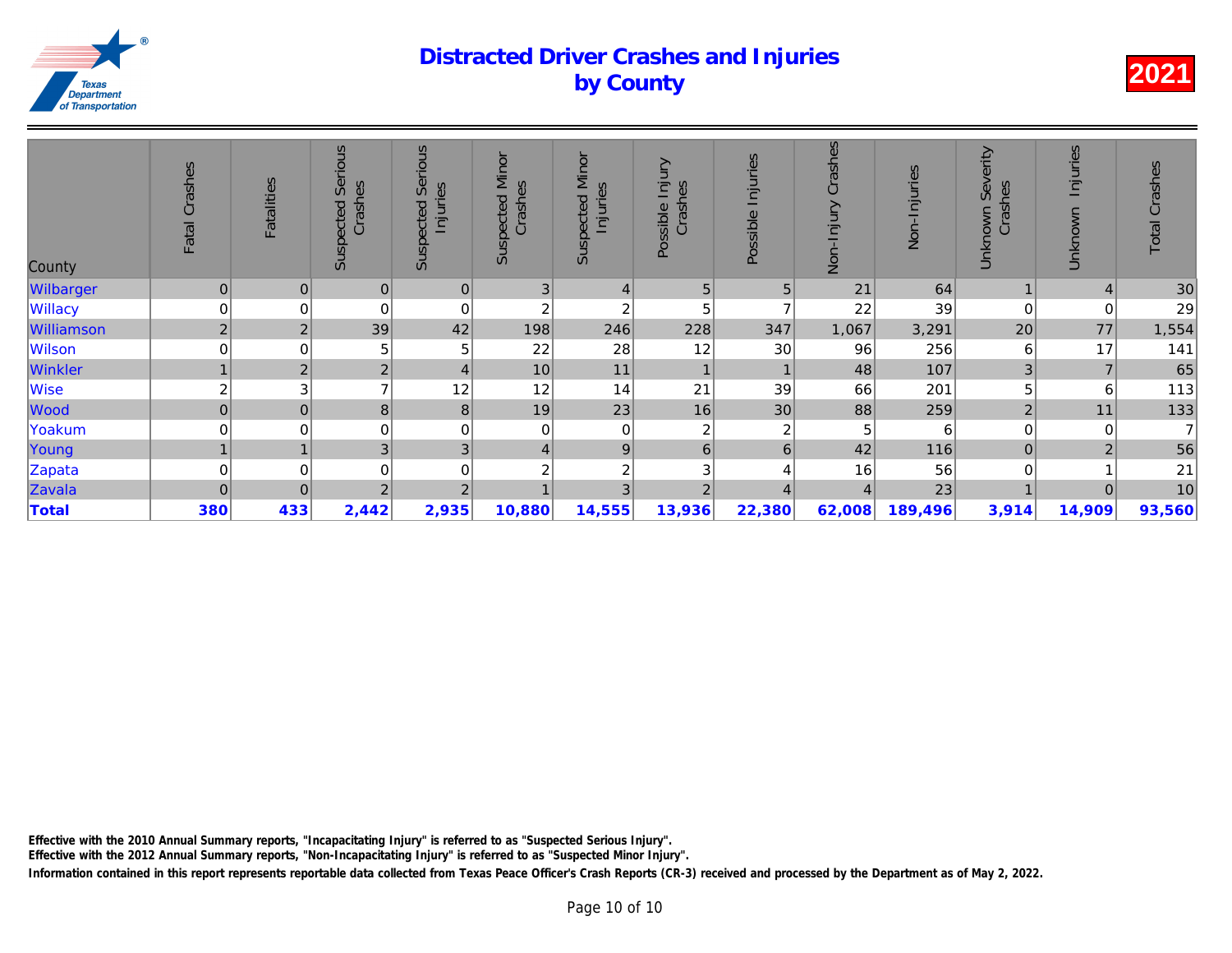# Distracted Driver Crashes and Injuries by County

**2021**

| County | Fatal Crashes | Fatalities | Suspected Serious Crashes | Suspected Serious Injuries | Suspected Minor Crashes | Suspected Minor Injuries | Possible Injury Crashes | Possible Injuries | Non-Injury Crashes | Non-Injuries | Unknown Severity Crashes | Unknown Injuries | Total Crashes |
|---|---|---|---|---|---|---|---|---|---|---|---|---|---|
| Wilbarger | 0 | 0 | 0 | 0 | 3 | 4 | 5 | 5 | 21 | 64 | 1 | 4 | 30 |
| Willacy | 0 | 0 | 0 | 0 | 2 | 2 | 5 | 7 | 22 | 39 | 0 | 0 | 29 |
| Williamson | 2 | 2 | 39 | 42 | 198 | 246 | 228 | 347 | 1,067 | 3,291 | 20 | 77 | 1,554 |
| Wilson | 0 | 0 | 5 | 5 | 22 | 28 | 12 | 30 | 96 | 256 | 6 | 17 | 141 |
| Winkler | 1 | 2 | 2 | 4 | 10 | 11 | 1 | 1 | 48 | 107 | 3 | 7 | 65 |
| Wise | 2 | 3 | 7 | 12 | 12 | 14 | 21 | 39 | 66 | 201 | 5 | 6 | 113 |
| Wood | 0 | 0 | 8 | 8 | 19 | 23 | 16 | 30 | 88 | 259 | 2 | 11 | 133 |
| Yoakum | 0 | 0 | 0 | 0 | 0 | 0 | 2 | 2 | 5 | 6 | 0 | 0 | 7 |
| Young | 1 | 1 | 3 | 3 | 4 | 9 | 6 | 6 | 42 | 116 | 0 | 2 | 56 |
| Zapata | 0 | 0 | 0 | 0 | 2 | 2 | 3 | 4 | 16 | 56 | 0 | 1 | 21 |
| Zavala | 0 | 0 | 2 | 2 | 1 | 3 | 2 | 4 | 4 | 23 | 1 | 0 | 10 |
| **Total** | **380** | **433** | **2,442** | **2,935** | **10,880** | **14,555** | **13,936** | **22,380** | **62,008** | **189,496** | **3,914** | **14,909** | **93,560** |

**Effective with the 2010 Annual Summary reports, "Incapacitating Injury" is referred to as "Suspected Serious Injury".**
**Effective with the 2012 Annual Summary reports, "Non-Incapacitating Injury" is referred to as "Suspected Minor Injury".**
**Information contained in this report represents reportable data collected from Texas Peace Officer's Crash Reports (CR-3) received and processed by the Department as of May 2, 2022.**